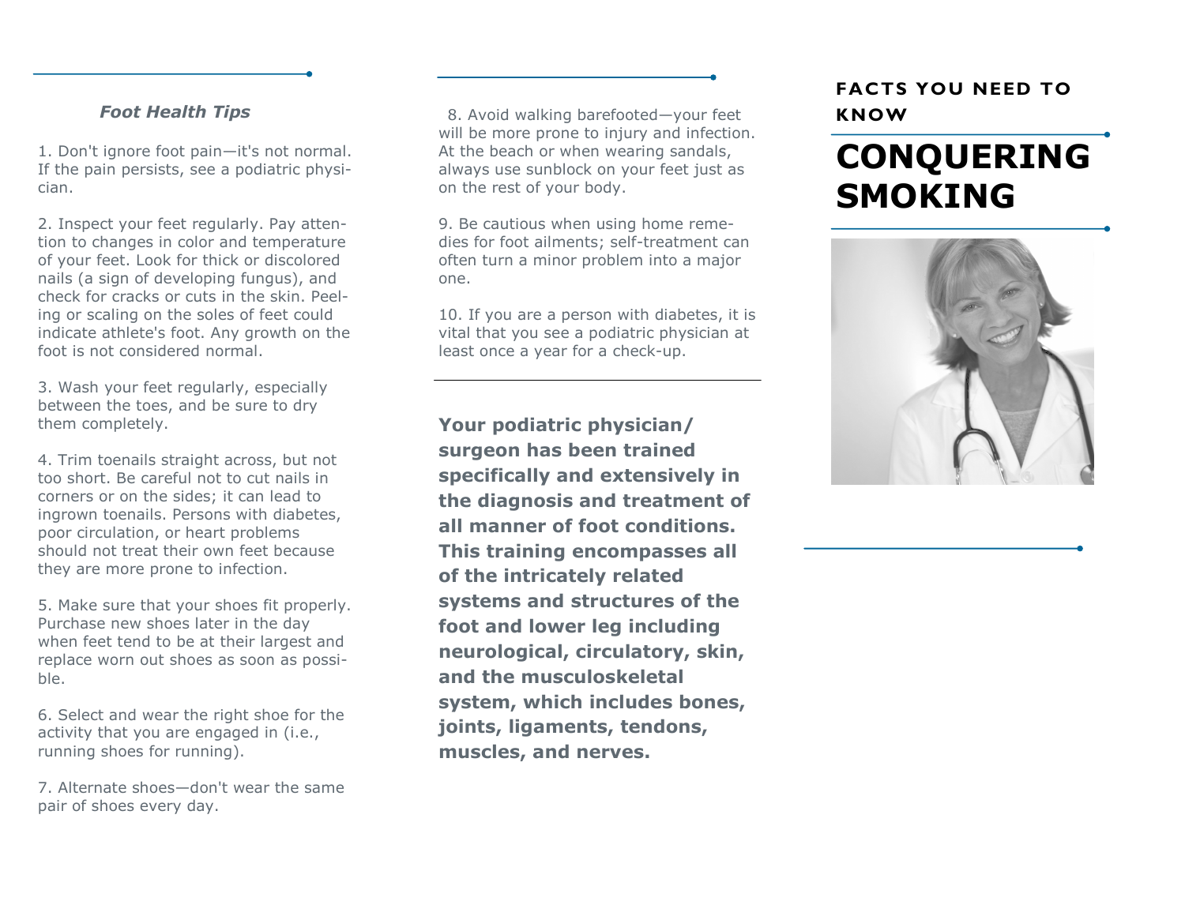### *Foot Health Tips*

1. Don't ignore foot pain—it's not normal. If the pain persists, see a podiatric physician.

2. Inspect your feet regularly. Pay attention to changes in color and temperature of your feet. Look for thick or discolored nails (a sign of developing fungus), and check for cracks or cuts in the skin. Peeling or scaling on the soles of feet could indicate athlete's foot. Any growth on the foot is not considered normal.

3. Wash your feet regularly, especially between the toes, and be sure to dry them completely.

4. Trim toenails straight across, but not too short. Be careful not to cut nails in corners or on the sides; it can lead to ingrown toenails. Persons with diabetes, poor circulation, or heart problems should not treat their own feet because they are more prone to infection.

5. Make sure that your shoes fit properly. Purchase new shoes later in the day when feet tend to be at their largest and replace worn out shoes as soon as possible.

6. Select and wear the right shoe for the activity that you are engaged in (i.e., running shoes for running).

7. Alternate shoes—don't wear the same pair of shoes every day.

8. Avoid walking barefooted—your feet will be more prone to injury and infection. At the beach or when wearing sandals, always use sunblock on your feet just as on the rest of your body.

9. Be cautious when using home remedies for foot ailments; self-treatment can often turn a minor problem into a major one.

10. If you are a person with diabetes, it is vital that you see a podiatric physician at least once a year for a check-up.

---

**Your podiatric physician/surgeon has been trained specifically and extensively in the diagnosis and treatment of all manner of foot conditions. This training encompasses all of the intricately related systems and structures of the foot and lower leg including neurological, circulatory, skin, and the musculoskeletal system, which includes bones, joints, ligaments, tendons, muscles, and nerves.**

**FACTS YOU NEED TO KNOW**

# CONQUERING SMOKING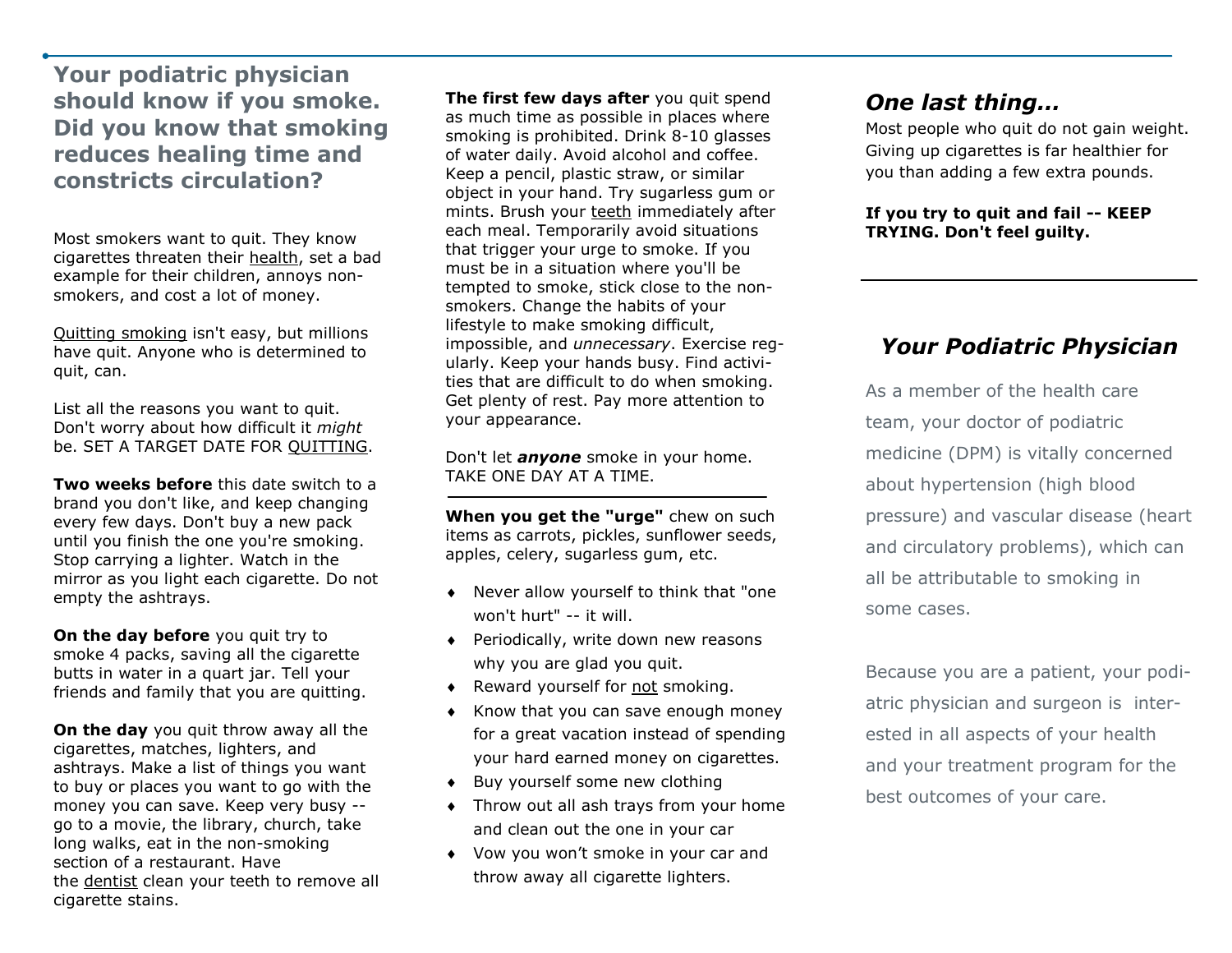## Your podiatric physician should know if you smoke. Did you know that smoking reduces healing time and constricts circulation?

Most smokers want to quit. They know cigarettes threaten their health, set a bad example for their children, annoys non-smokers, and cost a lot of money.

Quitting smoking isn't easy, but millions have quit. Anyone who is determined to quit, can.

List all the reasons you want to quit. Don't worry about how difficult it *might* be. SET A TARGET DATE FOR QUITTING.

**Two weeks before** this date switch to a brand you don't like, and keep changing every few days. Don't buy a new pack until you finish the one you're smoking. Stop carrying a lighter. Watch in the mirror as you light each cigarette. Do not empty the ashtrays.

**On the day before** you quit try to smoke 4 packs, saving all the cigarette butts in water in a quart jar. Tell your friends and family that you are quitting.

**On the day** you quit throw away all the cigarettes, matches, lighters, and ashtrays. Make a list of things you want to buy or places you want to go with the money you can save. Keep very busy -- go to a movie, the library, church, take long walks, eat in the non-smoking section of a restaurant. Have the dentist clean your teeth to remove all cigarette stains.

**The first few days after** you quit spend as much time as possible in places where smoking is prohibited. Drink 8-10 glasses of water daily. Avoid alcohol and coffee. Keep a pencil, plastic straw, or similar object in your hand. Try sugarless gum or mints. Brush your teeth immediately after each meal. Temporarily avoid situations that trigger your urge to smoke. If you must be in a situation where you'll be tempted to smoke, stick close to the non-smokers. Change the habits of your lifestyle to make smoking difficult, impossible, and *unnecessary*. Exercise regularly. Keep your hands busy. Find activities that are difficult to do when smoking. Get plenty of rest. Pay more attention to your appearance.

Don't let ***anyone*** smoke in your home. TAKE ONE DAY AT A TIME.

---

**When you get the "urge"** chew on such items as carrots, pickles, sunflower seeds, apples, celery, sugarless gum, etc.

- Never allow yourself to think that "one won't hurt" -- it will.
- Periodically, write down new reasons why you are glad you quit.
- Reward yourself for not smoking.
- Know that you can save enough money for a great vacation instead of spending your hard earned money on cigarettes.
- Buy yourself some new clothing
- Throw out all ash trays from your home and clean out the one in your car
- Vow you won't smoke in your car and throw away all cigarette lighters.

### *One last thing...*

Most people who quit do not gain weight. Giving up cigarettes is far healthier for you than adding a few extra pounds.

**If you try to quit and fail -- KEEP TRYING. Don't feel guilty.**

---

### *Your Podiatric Physician*

As a member of the health care team, your doctor of podiatric medicine (DPM) is vitally concerned about hypertension (high blood pressure) and vascular disease (heart and circulatory problems), which can all be attributable to smoking in some cases.

Because you are a patient, your podiatric physician and surgeon is interested in all aspects of your health and your treatment program for the best outcomes of your care.